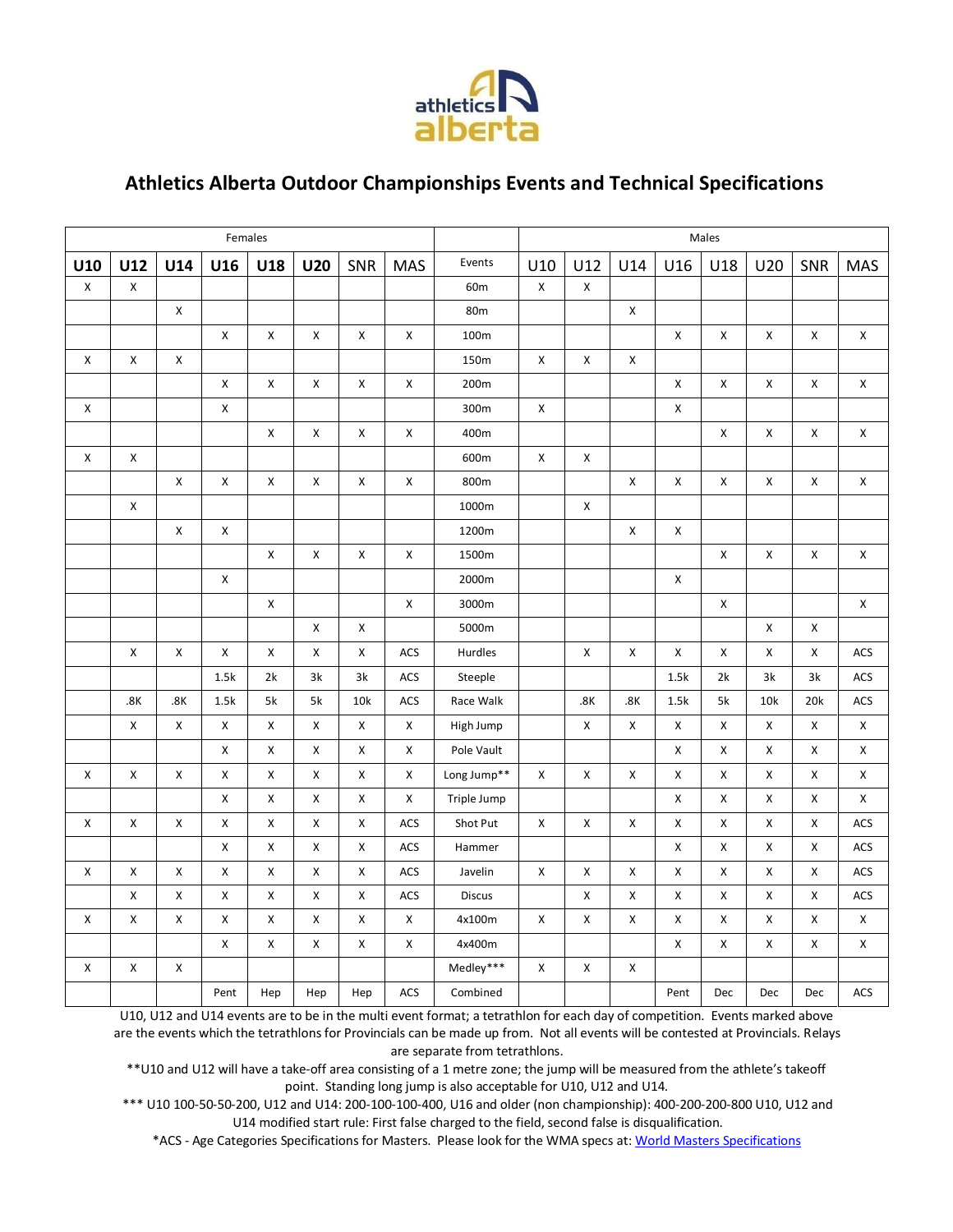# Athletics Alberta Outdoor Championships Events and Technical Specifications

| Females | | | | | | | | | Males | | | | | | | |
|---|---|---|---|---|---|---|---|---|---|---|---|---|---|---|---|---|
| U10 | U12 | U14 | U16 | U18 | U20 | SNR | MAS | Events | U10 | U12 | U14 | U16 | U18 | U20 | SNR | MAS |
| X | X | | | | | | | 60m | X | X | | | | | | |
| | | X | | | | | | 80m | | | X | | | | | |
| | | | X | X | X | X | X | 100m | | | | X | X | X | X | X |
| X | X | X | | | | | | 150m | X | X | X | | | | | |
| | | | X | X | X | X | X | 200m | | | | X | X | X | X | X |
| X | | | X | | | | | 300m | X | | | X | | | | |
| | | | | X | X | X | X | 400m | | | | | X | X | X | X |
| X | X | | | | | | | 600m | X | X | | | | | | |
| | | X | X | X | X | X | X | 800m | | | X | X | X | X | X | X |
| | X | | | | | | | 1000m | | X | | | | | | |
| | | X | X | | | | | 1200m | | | X | X | | | | |
| | | | | X | X | X | X | 1500m | | | | | X | X | X | X |
| | | | X | | | | | 2000m | | | | X | | | | |
| | | | | X | | | X | 3000m | | | | | X | | | X |
| | | | | | X | X | | 5000m | | | | | | X | X | |
| | X | X | X | X | X | X | ACS | Hurdles | | X | X | X | X | X | X | ACS |
| | | | 1.5k | 2k | 3k | 3k | ACS | Steeple | | | | 1.5k | 2k | 3k | 3k | ACS |
| | .8K | .8K | 1.5k | 5k | 5k | 10k | ACS | Race Walk | | .8K | .8K | 1.5k | 5k | 10k | 20k | ACS |
| | X | X | X | X | X | X | X | High Jump | | X | X | X | X | X | X | X |
| | | | X | X | X | X | X | Pole Vault | | | | X | X | X | X | X |
| X | X | X | X | X | X | X | X | Long Jump** | X | X | X | X | X | X | X | X |
| | | | X | X | X | X | X | Triple Jump | | | | X | X | X | X | X |
| X | X | X | X | X | X | X | ACS | Shot Put | X | X | X | X | X | X | X | ACS |
| | | | X | X | X | X | ACS | Hammer | | | | X | X | X | X | ACS |
| X | X | X | X | X | X | X | ACS | Javelin | X | X | X | X | X | X | X | ACS |
| | X | X | X | X | X | X | ACS | Discus | | X | X | X | X | X | X | ACS |
| X | X | X | X | X | X | X | X | 4x100m | X | X | X | X | X | X | X | X |
| | | | X | X | X | X | X | 4x400m | | | | X | X | X | X | X |
| X | X | X | | | | | | Medley*** | X | X | X | | | | | |
| | | | Pent | Hep | Hep | Hep | ACS | Combined | | | | Pent | Dec | Dec | Dec | ACS |

U10, U12 and U14 events are to be in the multi event format; a tetrathlon for each day of competition. Events marked above are the events which the tetrathlons for Provincials can be made up from. Not all events will be contested at Provincials. Relays are separate from tetrathlons.

**U10 and U12 will have a take-off area consisting of a 1 metre zone; the jump will be measured from the athlete's takeoff point. Standing long jump is also acceptable for U10, U12 and U14.

*** U10 100-50-50-200, U12 and U14: 200-100-100-400, U16 and older (non championship): 400-200-200-800 U10, U12 and U14 modified start rule: First false charged to the field, second false is disqualification.

*ACS - Age Categories Specifications for Masters. Please look for the WMA specs at: [World Masters Specifications]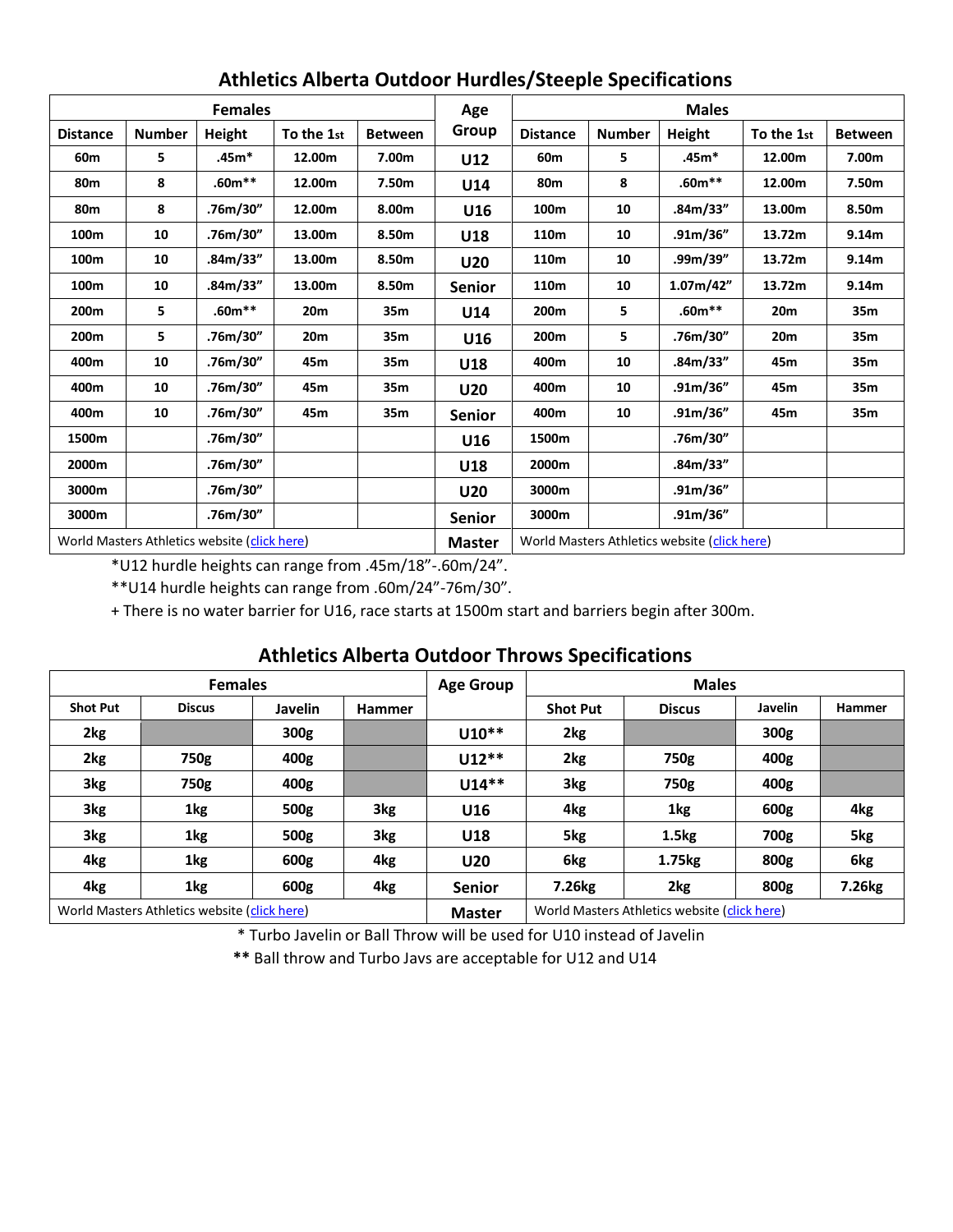## Athletics Alberta Outdoor Hurdles/Steeple Specifications

| Females | | | | | Age Group | Males | | | | |
|---|---|---|---|---|---|---|---|---|---|---|
| Distance | Number | Height | To the 1st | Between | | Distance | Number | Height | To the 1st | Between |
| 60m | 5 | .45m* | 12.00m | 7.00m | U12 | 60m | 5 | .45m* | 12.00m | 7.00m |
| 80m | 8 | .60m** | 12.00m | 7.50m | U14 | 80m | 8 | .60m** | 12.00m | 7.50m |
| 80m | 8 | .76m/30" | 12.00m | 8.00m | U16 | 100m | 10 | .84m/33" | 13.00m | 8.50m |
| 100m | 10 | .76m/30" | 13.00m | 8.50m | U18 | 110m | 10 | .91m/36" | 13.72m | 9.14m |
| 100m | 10 | .84m/33" | 13.00m | 8.50m | U20 | 110m | 10 | .99m/39" | 13.72m | 9.14m |
| 100m | 10 | .84m/33" | 13.00m | 8.50m | Senior | 110m | 10 | 1.07m/42" | 13.72m | 9.14m |
| 200m | 5 | .60m** | 20m | 35m | U14 | 200m | 5 | .60m** | 20m | 35m |
| 200m | 5 | .76m/30" | 20m | 35m | U16 | 200m | 5 | .76m/30" | 20m | 35m |
| 400m | 10 | .76m/30" | 45m | 35m | U18 | 400m | 10 | .84m/33" | 45m | 35m |
| 400m | 10 | .76m/30" | 45m | 35m | U20 | 400m | 10 | .91m/36" | 45m | 35m |
| 400m | 10 | .76m/30" | 45m | 35m | Senior | 400m | 10 | .91m/36" | 45m | 35m |
| 1500m | | .76m/30" | | | U16 | 1500m | | .76m/30" | | |
| 2000m | | .76m/30" | | | U18 | 2000m | | .84m/33" | | |
| 3000m | | .76m/30" | | | U20 | 3000m | | .91m/36" | | |
| 3000m | | .76m/30" | | | Senior | 3000m | | .91m/36" | | |
| World Masters Athletics website (click here) | | | | | Master | World Masters Athletics website (click here) | | | | |

*U12 hurdle heights can range from .45m/18"-.60m/24".

**U14 hurdle heights can range from .60m/24"-76m/30".

+ There is no water barrier for U16, race starts at 1500m start and barriers begin after 300m.

## Athletics Alberta Outdoor Throws Specifications

| Females | | | | Age Group | Males | | | |
|---|---|---|---|---|---|---|---|---|
| Shot Put | Discus | Javelin | Hammer | | Shot Put | Discus | Javelin | Hammer |
| 2kg | | 300g | | U10** | 2kg | | 300g | |
| 2kg | 750g | 400g | | U12** | 2kg | 750g | 400g | |
| 3kg | 750g | 400g | | U14** | 3kg | 750g | 400g | |
| 3kg | 1kg | 500g | 3kg | U16 | 4kg | 1kg | 600g | 4kg |
| 3kg | 1kg | 500g | 3kg | U18 | 5kg | 1.5kg | 700g | 5kg |
| 4kg | 1kg | 600g | 4kg | U20 | 6kg | 1.75kg | 800g | 6kg |
| 4kg | 1kg | 600g | 4kg | Senior | 7.26kg | 2kg | 800g | 7.26kg |
| World Masters Athletics website (click here) | | | | Master | World Masters Athletics website (click here) | | | |

* Turbo Javelin or Ball Throw will be used for U10 instead of Javelin

** Ball throw and Turbo Javs are acceptable for U12 and U14